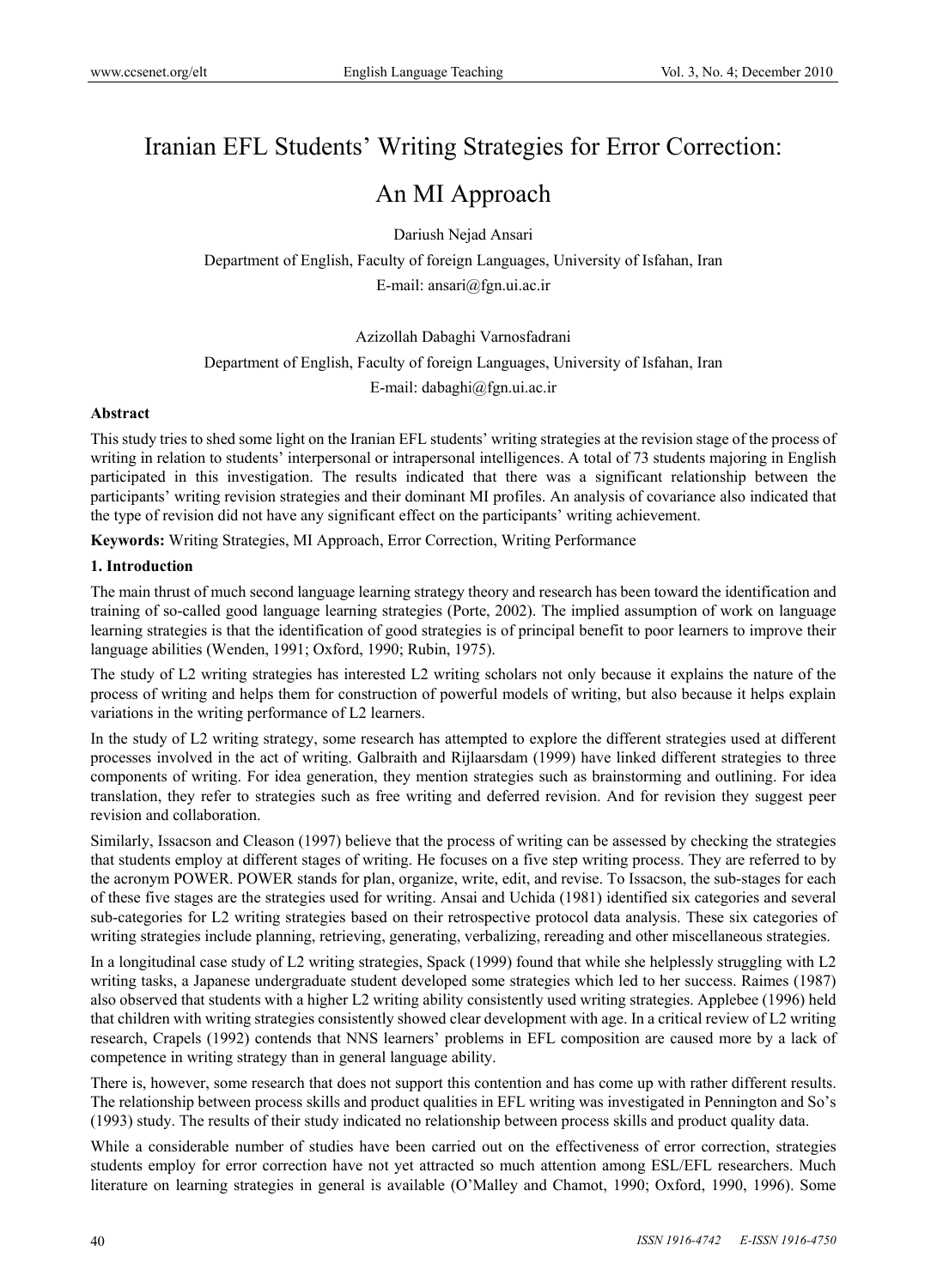# Iranian EFL Students' Writing Strategies for Error Correction: An MI Approach

Dariush Nejad Ansari

Department of English, Faculty of foreign Languages, University of Isfahan, Iran

E-mail: ansari@fgn.ui.ac.ir

Azizollah Dabaghi Varnosfadrani

Department of English, Faculty of foreign Languages, University of Isfahan, Iran

E-mail: dabaghi@fgn.ui.ac.ir

**Abstract**

This study tries to shed some light on the Iranian EFL students' writing strategies at the revision stage of the process of writing in relation to students' interpersonal or intrapersonal intelligences. A total of 73 students majoring in English participated in this investigation. The results indicated that there was a significant relationship between the participants' writing revision strategies and their dominant MI profiles. An analysis of covariance also indicated that the type of revision did not have any significant effect on the participants' writing achievement.

**Keywords:** Writing Strategies, MI Approach, Error Correction, Writing Performance

## 1. Introduction

The main thrust of much second language learning strategy theory and research has been toward the identification and training of so-called good language learning strategies (Porte, 2002). The implied assumption of work on language learning strategies is that the identification of good strategies is of principal benefit to poor learners to improve their language abilities (Wenden, 1991; Oxford, 1990; Rubin, 1975).

The study of L2 writing strategies has interested L2 writing scholars not only because it explains the nature of the process of writing and helps them for construction of powerful models of writing, but also because it helps explain variations in the writing performance of L2 learners.

In the study of L2 writing strategy, some research has attempted to explore the different strategies used at different processes involved in the act of writing. Galbraith and Rijlaarsdam (1999) have linked different strategies to three components of writing. For idea generation, they mention strategies such as brainstorming and outlining. For idea translation, they refer to strategies such as free writing and deferred revision. And for revision they suggest peer revision and collaboration.

Similarly, Issacson and Cleason (1997) believe that the process of writing can be assessed by checking the strategies that students employ at different stages of writing. He focuses on a five step writing process. They are referred to by the acronym POWER. POWER stands for plan, organize, write, edit, and revise. To Issacson, the sub-stages for each of these five stages are the strategies used for writing. Ansai and Uchida (1981) identified six categories and several sub-categories for L2 writing strategies based on their retrospective protocol data analysis. These six categories of writing strategies include planning, retrieving, generating, verbalizing, rereading and other miscellaneous strategies.

In a longitudinal case study of L2 writing strategies, Spack (1999) found that while she helplessly struggling with L2 writing tasks, a Japanese undergraduate student developed some strategies which led to her success. Raimes (1987) also observed that students with a higher L2 writing ability consistently used writing strategies. Applebee (1996) held that children with writing strategies consistently showed clear development with age. In a critical review of L2 writing research, Crapels (1992) contends that NNS learners' problems in EFL composition are caused more by a lack of competence in writing strategy than in general language ability.

There is, however, some research that does not support this contention and has come up with rather different results. The relationship between process skills and product qualities in EFL writing was investigated in Pennington and So's (1993) study. The results of their study indicated no relationship between process skills and product quality data.

While a considerable number of studies have been carried out on the effectiveness of error correction, strategies students employ for error correction have not yet attracted so much attention among ESL/EFL researchers. Much literature on learning strategies in general is available (O'Malley and Chamot, 1990; Oxford, 1990, 1996). Some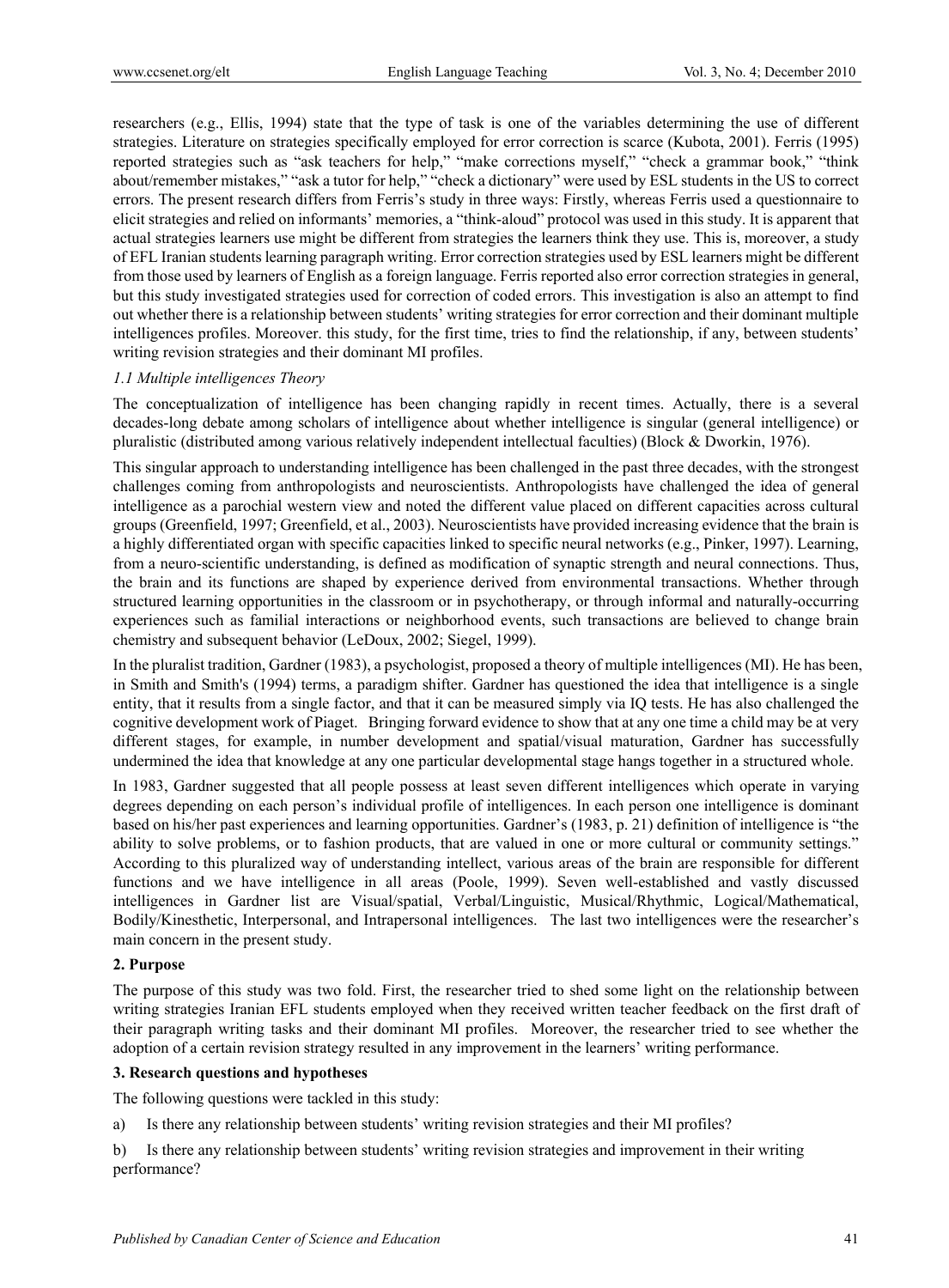researchers (e.g., Ellis, 1994) state that the type of task is one of the variables determining the use of different strategies. Literature on strategies specifically employed for error correction is scarce (Kubota, 2001). Ferris (1995) reported strategies such as "ask teachers for help," "make corrections myself," "check a grammar book," "think about/remember mistakes," "ask a tutor for help," "check a dictionary" were used by ESL students in the US to correct errors. The present research differs from Ferris's study in three ways: Firstly, whereas Ferris used a questionnaire to elicit strategies and relied on informants' memories, a "think-aloud" protocol was used in this study. It is apparent that actual strategies learners use might be different from strategies the learners think they use. This is, moreover, a study of EFL Iranian students learning paragraph writing. Error correction strategies used by ESL learners might be different from those used by learners of English as a foreign language. Ferris reported also error correction strategies in general, but this study investigated strategies used for correction of coded errors. This investigation is also an attempt to find out whether there is a relationship between students' writing strategies for error correction and their dominant multiple intelligences profiles. Moreover. this study, for the first time, tries to find the relationship, if any, between students' writing revision strategies and their dominant MI profiles.

### *1.1 Multiple intelligences Theory*

The conceptualization of intelligence has been changing rapidly in recent times. Actually, there is a several decades-long debate among scholars of intelligence about whether intelligence is singular (general intelligence) or pluralistic (distributed among various relatively independent intellectual faculties) (Block & Dworkin, 1976).

This singular approach to understanding intelligence has been challenged in the past three decades, with the strongest challenges coming from anthropologists and neuroscientists. Anthropologists have challenged the idea of general intelligence as a parochial western view and noted the different value placed on different capacities across cultural groups (Greenfield, 1997; Greenfield, et al., 2003). Neuroscientists have provided increasing evidence that the brain is a highly differentiated organ with specific capacities linked to specific neural networks (e.g., Pinker, 1997). Learning, from a neuro-scientific understanding, is defined as modification of synaptic strength and neural connections. Thus, the brain and its functions are shaped by experience derived from environmental transactions. Whether through structured learning opportunities in the classroom or in psychotherapy, or through informal and naturally-occurring experiences such as familial interactions or neighborhood events, such transactions are believed to change brain chemistry and subsequent behavior (LeDoux, 2002; Siegel, 1999).

In the pluralist tradition, Gardner (1983), a psychologist, proposed a theory of multiple intelligences (MI). He has been, in Smith and Smith's (1994) terms, a paradigm shifter. Gardner has questioned the idea that intelligence is a single entity, that it results from a single factor, and that it can be measured simply via IQ tests. He has also challenged the cognitive development work of Piaget. Bringing forward evidence to show that at any one time a child may be at very different stages, for example, in number development and spatial/visual maturation, Gardner has successfully undermined the idea that knowledge at any one particular developmental stage hangs together in a structured whole.

In 1983, Gardner suggested that all people possess at least seven different intelligences which operate in varying degrees depending on each person's individual profile of intelligences. In each person one intelligence is dominant based on his/her past experiences and learning opportunities. Gardner's (1983, p. 21) definition of intelligence is "the ability to solve problems, or to fashion products, that are valued in one or more cultural or community settings." According to this pluralized way of understanding intellect, various areas of the brain are responsible for different functions and we have intelligence in all areas (Poole, 1999). Seven well-established and vastly discussed intelligences in Gardner list are Visual/spatial, Verbal/Linguistic, Musical/Rhythmic, Logical/Mathematical, Bodily/Kinesthetic, Interpersonal, and Intrapersonal intelligences. The last two intelligences were the researcher's main concern in the present study.

## 2. Purpose

The purpose of this study was two fold. First, the researcher tried to shed some light on the relationship between writing strategies Iranian EFL students employed when they received written teacher feedback on the first draft of their paragraph writing tasks and their dominant MI profiles. Moreover, the researcher tried to see whether the adoption of a certain revision strategy resulted in any improvement in the learners' writing performance.

## 3. Research questions and hypotheses

The following questions were tackled in this study:

a) Is there any relationship between students' writing revision strategies and their MI profiles?

b) Is there any relationship between students' writing revision strategies and improvement in their writing performance?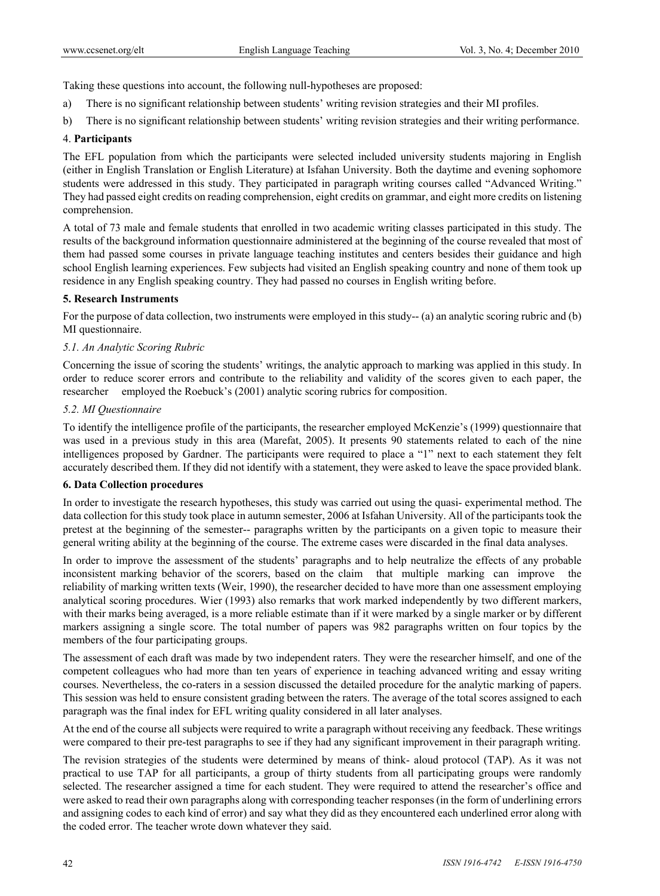Taking these questions into account, the following null-hypotheses are proposed:

a) There is no significant relationship between students' writing revision strategies and their MI profiles.

b) There is no significant relationship between students' writing revision strategies and their writing performance.

## 4. Participants

The EFL population from which the participants were selected included university students majoring in English (either in English Translation or English Literature) at Isfahan University. Both the daytime and evening sophomore students were addressed in this study. They participated in paragraph writing courses called "Advanced Writing." They had passed eight credits on reading comprehension, eight credits on grammar, and eight more credits on listening comprehension.

A total of 73 male and female students that enrolled in two academic writing classes participated in this study. The results of the background information questionnaire administered at the beginning of the course revealed that most of them had passed some courses in private language teaching institutes and centers besides their guidance and high school English learning experiences. Few subjects had visited an English speaking country and none of them took up residence in any English speaking country. They had passed no courses in English writing before.

## 5. Research Instruments

For the purpose of data collection, two instruments were employed in this study-- (a) an analytic scoring rubric and (b) MI questionnaire.

### *5.1. An Analytic Scoring Rubric*

Concerning the issue of scoring the students' writings, the analytic approach to marking was applied in this study. In order to reduce scorer errors and contribute to the reliability and validity of the scores given to each paper, the researcher employed the Roebuck's (2001) analytic scoring rubrics for composition.

### *5.2. MI Questionnaire*

To identify the intelligence profile of the participants, the researcher employed McKenzie's (1999) questionnaire that was used in a previous study in this area (Marefat, 2005). It presents 90 statements related to each of the nine intelligences proposed by Gardner. The participants were required to place a "1" next to each statement they felt accurately described them. If they did not identify with a statement, they were asked to leave the space provided blank.

## 6. Data Collection procedures

In order to investigate the research hypotheses, this study was carried out using the quasi- experimental method. The data collection for this study took place in autumn semester, 2006 at Isfahan University. All of the participants took the pretest at the beginning of the semester-- paragraphs written by the participants on a given topic to measure their general writing ability at the beginning of the course. The extreme cases were discarded in the final data analyses.

In order to improve the assessment of the students' paragraphs and to help neutralize the effects of any probable inconsistent marking behavior of the scorers, based on the claim that multiple marking can improve the reliability of marking written texts (Weir, 1990), the researcher decided to have more than one assessment employing analytical scoring procedures. Wier (1993) also remarks that work marked independently by two different markers, with their marks being averaged, is a more reliable estimate than if it were marked by a single marker or by different markers assigning a single score. The total number of papers was 982 paragraphs written on four topics by the members of the four participating groups.

The assessment of each draft was made by two independent raters. They were the researcher himself, and one of the competent colleagues who had more than ten years of experience in teaching advanced writing and essay writing courses. Nevertheless, the co-raters in a session discussed the detailed procedure for the analytic marking of papers. This session was held to ensure consistent grading between the raters. The average of the total scores assigned to each paragraph was the final index for EFL writing quality considered in all later analyses.

At the end of the course all subjects were required to write a paragraph without receiving any feedback. These writings were compared to their pre-test paragraphs to see if they had any significant improvement in their paragraph writing.

The revision strategies of the students were determined by means of think- aloud protocol (TAP). As it was not practical to use TAP for all participants, a group of thirty students from all participating groups were randomly selected. The researcher assigned a time for each student. They were required to attend the researcher's office and were asked to read their own paragraphs along with corresponding teacher responses (in the form of underlining errors and assigning codes to each kind of error) and say what they did as they encountered each underlined error along with the coded error. The teacher wrote down whatever they said.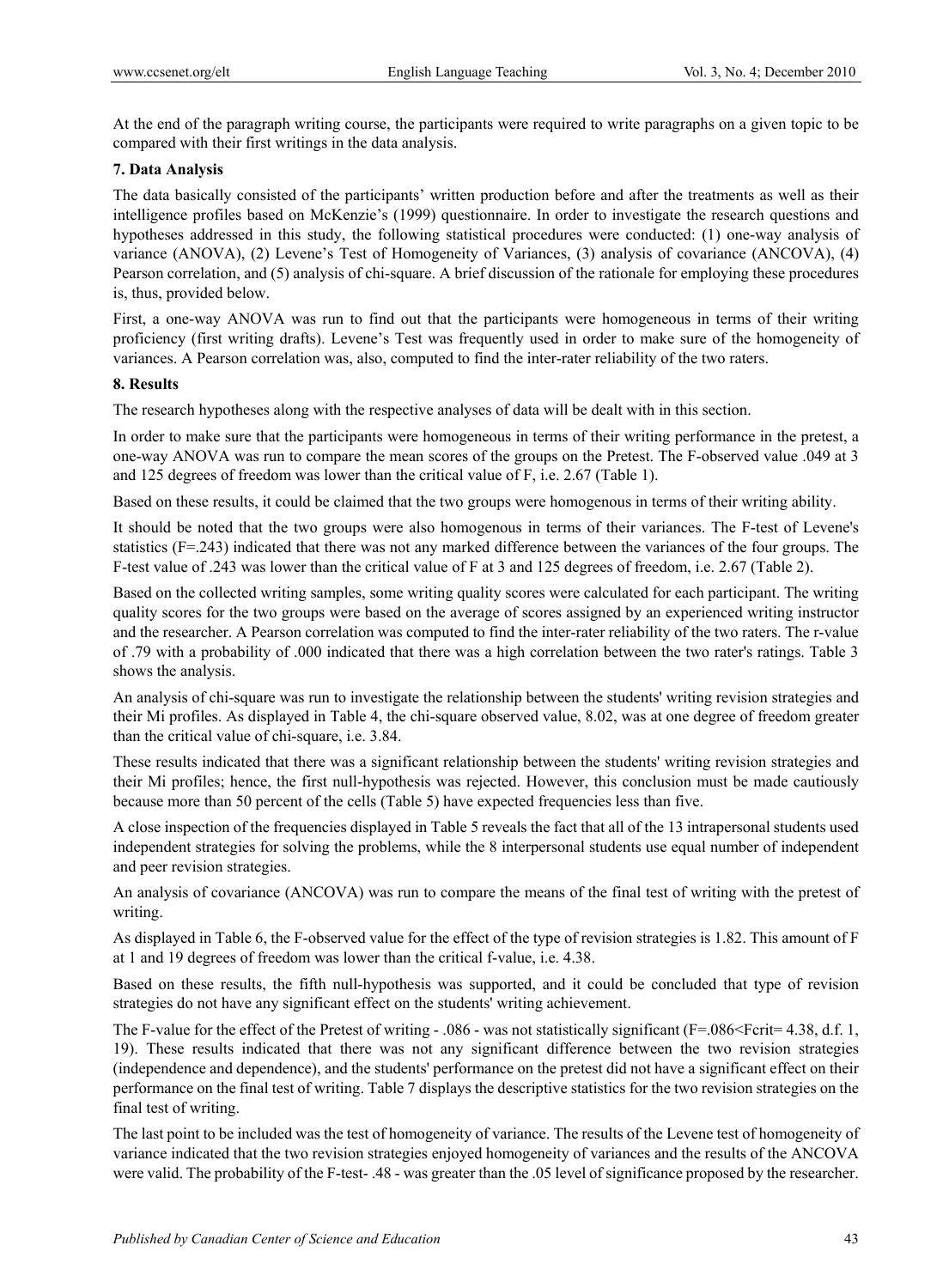At the end of the paragraph writing course, the participants were required to write paragraphs on a given topic to be compared with their first writings in the data analysis.

### 7. Data Analysis

The data basically consisted of the participants' written production before and after the treatments as well as their intelligence profiles based on McKenzie's (1999) questionnaire. In order to investigate the research questions and hypotheses addressed in this study, the following statistical procedures were conducted: (1) one-way analysis of variance (ANOVA), (2) Levene's Test of Homogeneity of Variances, (3) analysis of covariance (ANCOVA), (4) Pearson correlation, and (5) analysis of chi-square. A brief discussion of the rationale for employing these procedures is, thus, provided below.

First, a one-way ANOVA was run to find out that the participants were homogeneous in terms of their writing proficiency (first writing drafts). Levene's Test was frequently used in order to make sure of the homogeneity of variances. A Pearson correlation was, also, computed to find the inter-rater reliability of the two raters.

### 8. Results

The research hypotheses along with the respective analyses of data will be dealt with in this section.

In order to make sure that the participants were homogeneous in terms of their writing performance in the pretest, a one-way ANOVA was run to compare the mean scores of the groups on the Pretest. The F-observed value .049 at 3 and 125 degrees of freedom was lower than the critical value of F, i.e. 2.67 (Table 1).

Based on these results, it could be claimed that the two groups were homogenous in terms of their writing ability.

It should be noted that the two groups were also homogenous in terms of their variances. The F-test of Levene's statistics (F=.243) indicated that there was not any marked difference between the variances of the four groups. The F-test value of .243 was lower than the critical value of F at 3 and 125 degrees of freedom, i.e. 2.67 (Table 2).

Based on the collected writing samples, some writing quality scores were calculated for each participant. The writing quality scores for the two groups were based on the average of scores assigned by an experienced writing instructor and the researcher. A Pearson correlation was computed to find the inter-rater reliability of the two raters. The r-value of .79 with a probability of .000 indicated that there was a high correlation between the two rater's ratings. Table 3 shows the analysis.

An analysis of chi-square was run to investigate the relationship between the students' writing revision strategies and their Mi profiles. As displayed in Table 4, the chi-square observed value, 8.02, was at one degree of freedom greater than the critical value of chi-square, i.e. 3.84.

These results indicated that there was a significant relationship between the students' writing revision strategies and their Mi profiles; hence, the first null-hypothesis was rejected. However, this conclusion must be made cautiously because more than 50 percent of the cells (Table 5) have expected frequencies less than five.

A close inspection of the frequencies displayed in Table 5 reveals the fact that all of the 13 intrapersonal students used independent strategies for solving the problems, while the 8 interpersonal students use equal number of independent and peer revision strategies.

An analysis of covariance (ANCOVA) was run to compare the means of the final test of writing with the pretest of writing.

As displayed in Table 6, the F-observed value for the effect of the type of revision strategies is 1.82. This amount of F at 1 and 19 degrees of freedom was lower than the critical f-value, i.e. 4.38.

Based on these results, the fifth null-hypothesis was supported, and it could be concluded that type of revision strategies do not have any significant effect on the students' writing achievement.

The F-value for the effect of the Pretest of writing - .086 - was not statistically significant ($F=.086<F_{crit}= 4.38$, d.f. 1, 19). These results indicated that there was not any significant difference between the two revision strategies (independence and dependence), and the students' performance on the pretest did not have a significant effect on their performance on the final test of writing. Table 7 displays the descriptive statistics for the two revision strategies on the final test of writing.

The last point to be included was the test of homogeneity of variance. The results of the Levene test of homogeneity of variance indicated that the two revision strategies enjoyed homogeneity of variances and the results of the ANCOVA were valid. The probability of the F-test- .48 - was greater than the .05 level of significance proposed by the researcher.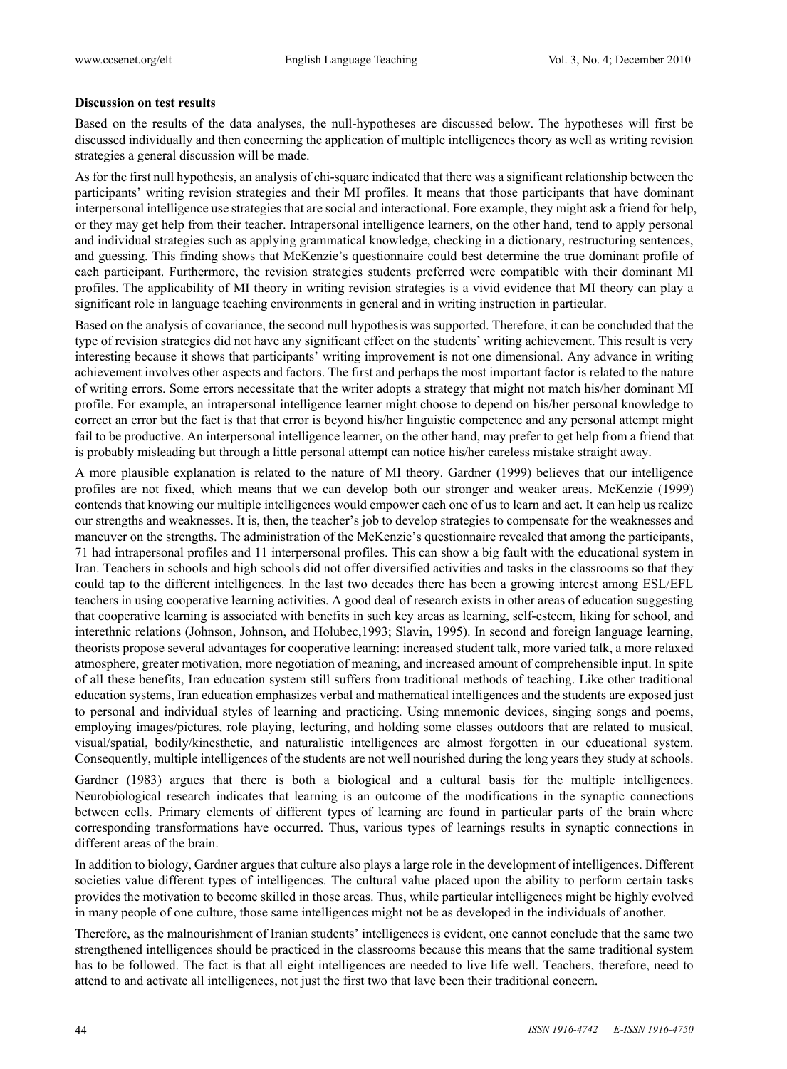**Discussion on test results**

Based on the results of the data analyses, the null-hypotheses are discussed below. The hypotheses will first be discussed individually and then concerning the application of multiple intelligences theory as well as writing revision strategies a general discussion will be made.

As for the first null hypothesis, an analysis of chi-square indicated that there was a significant relationship between the participants' writing revision strategies and their MI profiles. It means that those participants that have dominant interpersonal intelligence use strategies that are social and interactional. Fore example, they might ask a friend for help, or they may get help from their teacher. Intrapersonal intelligence learners, on the other hand, tend to apply personal and individual strategies such as applying grammatical knowledge, checking in a dictionary, restructuring sentences, and guessing. This finding shows that McKenzie's questionnaire could best determine the true dominant profile of each participant. Furthermore, the revision strategies students preferred were compatible with their dominant MI profiles. The applicability of MI theory in writing revision strategies is a vivid evidence that MI theory can play a significant role in language teaching environments in general and in writing instruction in particular.

Based on the analysis of covariance, the second null hypothesis was supported. Therefore, it can be concluded that the type of revision strategies did not have any significant effect on the students' writing achievement. This result is very interesting because it shows that participants' writing improvement is not one dimensional. Any advance in writing achievement involves other aspects and factors. The first and perhaps the most important factor is related to the nature of writing errors. Some errors necessitate that the writer adopts a strategy that might not match his/her dominant MI profile. For example, an intrapersonal intelligence learner might choose to depend on his/her personal knowledge to correct an error but the fact is that that error is beyond his/her linguistic competence and any personal attempt might fail to be productive. An interpersonal intelligence learner, on the other hand, may prefer to get help from a friend that is probably misleading but through a little personal attempt can notice his/her careless mistake straight away.

A more plausible explanation is related to the nature of MI theory. Gardner (1999) believes that our intelligence profiles are not fixed, which means that we can develop both our stronger and weaker areas. McKenzie (1999) contends that knowing our multiple intelligences would empower each one of us to learn and act. It can help us realize our strengths and weaknesses. It is, then, the teacher's job to develop strategies to compensate for the weaknesses and maneuver on the strengths. The administration of the McKenzie's questionnaire revealed that among the participants, 71 had intrapersonal profiles and 11 interpersonal profiles. This can show a big fault with the educational system in Iran. Teachers in schools and high schools did not offer diversified activities and tasks in the classrooms so that they could tap to the different intelligences. In the last two decades there has been a growing interest among ESL/EFL teachers in using cooperative learning activities. A good deal of research exists in other areas of education suggesting that cooperative learning is associated with benefits in such key areas as learning, self-esteem, liking for school, and interethnic relations (Johnson, Johnson, and Holubec,1993; Slavin, 1995). In second and foreign language learning, theorists propose several advantages for cooperative learning: increased student talk, more varied talk, a more relaxed atmosphere, greater motivation, more negotiation of meaning, and increased amount of comprehensible input. In spite of all these benefits, Iran education system still suffers from traditional methods of teaching. Like other traditional education systems, Iran education emphasizes verbal and mathematical intelligences and the students are exposed just to personal and individual styles of learning and practicing. Using mnemonic devices, singing songs and poems, employing images/pictures, role playing, lecturing, and holding some classes outdoors that are related to musical, visual/spatial, bodily/kinesthetic, and naturalistic intelligences are almost forgotten in our educational system. Consequently, multiple intelligences of the students are not well nourished during the long years they study at schools.

Gardner (1983) argues that there is both a biological and a cultural basis for the multiple intelligences. Neurobiological research indicates that learning is an outcome of the modifications in the synaptic connections between cells. Primary elements of different types of learning are found in particular parts of the brain where corresponding transformations have occurred. Thus, various types of learnings results in synaptic connections in different areas of the brain.

In addition to biology, Gardner argues that culture also plays a large role in the development of intelligences. Different societies value different types of intelligences. The cultural value placed upon the ability to perform certain tasks provides the motivation to become skilled in those areas. Thus, while particular intelligences might be highly evolved in many people of one culture, those same intelligences might not be as developed in the individuals of another.

Therefore, as the malnourishment of Iranian students' intelligences is evident, one cannot conclude that the same two strengthened intelligences should be practiced in the classrooms because this means that the same traditional system has to be followed. The fact is that all eight intelligences are needed to live life well. Teachers, therefore, need to attend to and activate all intelligences, not just the first two that lave been their traditional concern.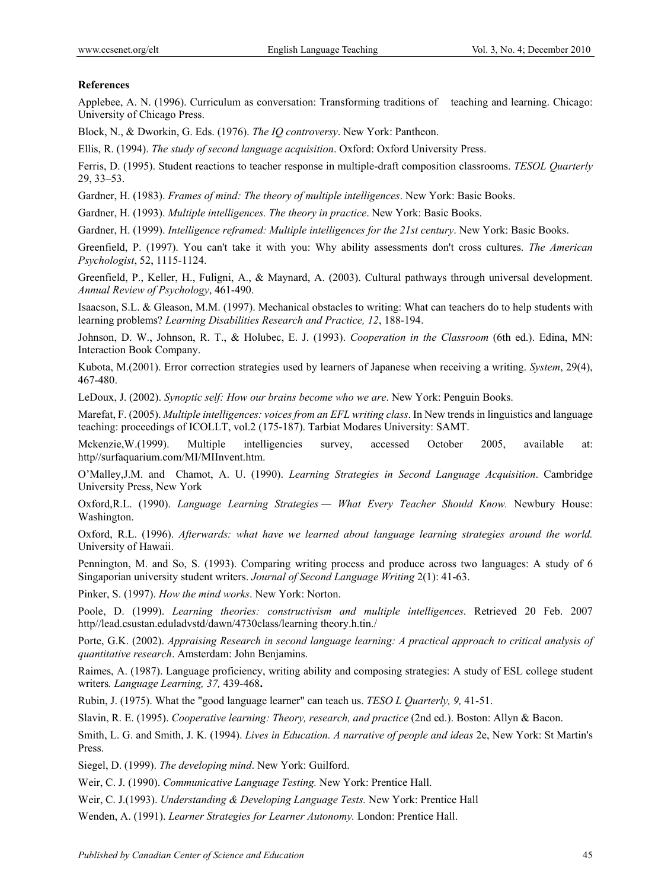**References**

Applebee, A. N. (1996). Curriculum as conversation: Transforming traditions of teaching and learning. Chicago: University of Chicago Press.

Block, N., & Dworkin, G. Eds. (1976). *The IQ controversy*. New York: Pantheon.

Ellis, R. (1994). *The study of second language acquisition*. Oxford: Oxford University Press.

Ferris, D. (1995). Student reactions to teacher response in multiple-draft composition classrooms. *TESOL Quarterly* 29, 33–53.

Gardner, H. (1983). *Frames of mind: The theory of multiple intelligences*. New York: Basic Books.

Gardner, H. (1993). *Multiple intelligences. The theory in practice*. New York: Basic Books.

Gardner, H. (1999). *Intelligence reframed: Multiple intelligences for the 21st century*. New York: Basic Books.

Greenfield, P. (1997). You can't take it with you: Why ability assessments don't cross cultures. *The American Psychologist*, 52, 1115-1124.

Greenfield, P., Keller, H., Fuligni, A., & Maynard, A. (2003). Cultural pathways through universal development. *Annual Review of Psychology*, 461-490.

Isaacson, S.L. & Gleason, M.M. (1997). Mechanical obstacles to writing: What can teachers do to help students with learning problems? *Learning Disabilities Research and Practice, 12*, 188-194.

Johnson, D. W., Johnson, R. T., & Holubec, E. J. (1993). *Cooperation in the Classroom* (6th ed.). Edina, MN: Interaction Book Company.

Kubota, M.(2001). Error correction strategies used by learners of Japanese when receiving a writing. *System*, 29(4), 467-480.

LeDoux, J. (2002). *Synoptic self: How our brains become who we are*. New York: Penguin Books.

Marefat, F. (2005). *Multiple intelligences: voices from an EFL writing class*. In New trends in linguistics and language teaching: proceedings of ICOLLT, vol.2 (175-187). Tarbiat Modares University: SAMT.

Mckenzie,W.(1999). Multiple intelligencies survey, accessed October 2005, available at: http//surfaquarium.com/MI/MIInvent.htm.

O'Malley,J.M. and Chamot, A. U. (1990). *Learning Strategies in Second Language Acquisition*. Cambridge University Press, New York

Oxford,R.L. (1990). *Language Learning Strategies — What Every Teacher Should Know.* Newbury House: Washington.

Oxford, R.L. (1996). *Afterwards: what have we learned about language learning strategies around the world.* University of Hawaii.

Pennington, M. and So, S. (1993). Comparing writing process and produce across two languages: A study of 6 Singaporian university student writers. *Journal of Second Language Writing* 2(1): 41-63.

Pinker, S. (1997). *How the mind works*. New York: Norton.

Poole, D. (1999). *Learning theories: constructivism and multiple intelligences*. Retrieved 20 Feb. 2007 http//lead.csustan.eduladvstd/dawn/4730class/learning theory.h.tin./

Porte, G.K. (2002). *Appraising Research in second language learning: A practical approach to critical analysis of quantitative research*. Amsterdam: John Benjamins.

Raimes, A. (1987). Language proficiency, writing ability and composing strategies: A study of ESL college student writers*. Language Learning, 37,* 439-468**.**

Rubin, J. (1975). What the "good language learner" can teach us. *TESO L Quarterly, 9,* 41-51.

Slavin, R. E. (1995). *Cooperative learning: Theory, research, and practice* (2nd ed.). Boston: Allyn & Bacon.

Smith, L. G. and Smith, J. K. (1994). *Lives in Education. A narrative of people and ideas* 2e, New York: St Martin's Press.

Siegel, D. (1999). *The developing mind*. New York: Guilford.

Weir, C. J. (1990). *Communicative Language Testing.* New York: Prentice Hall.

Weir, C. J.(1993). *Understanding & Developing Language Tests.* New York: Prentice Hall

Wenden, A. (1991). *Learner Strategies for Learner Autonomy.* London: Prentice Hall.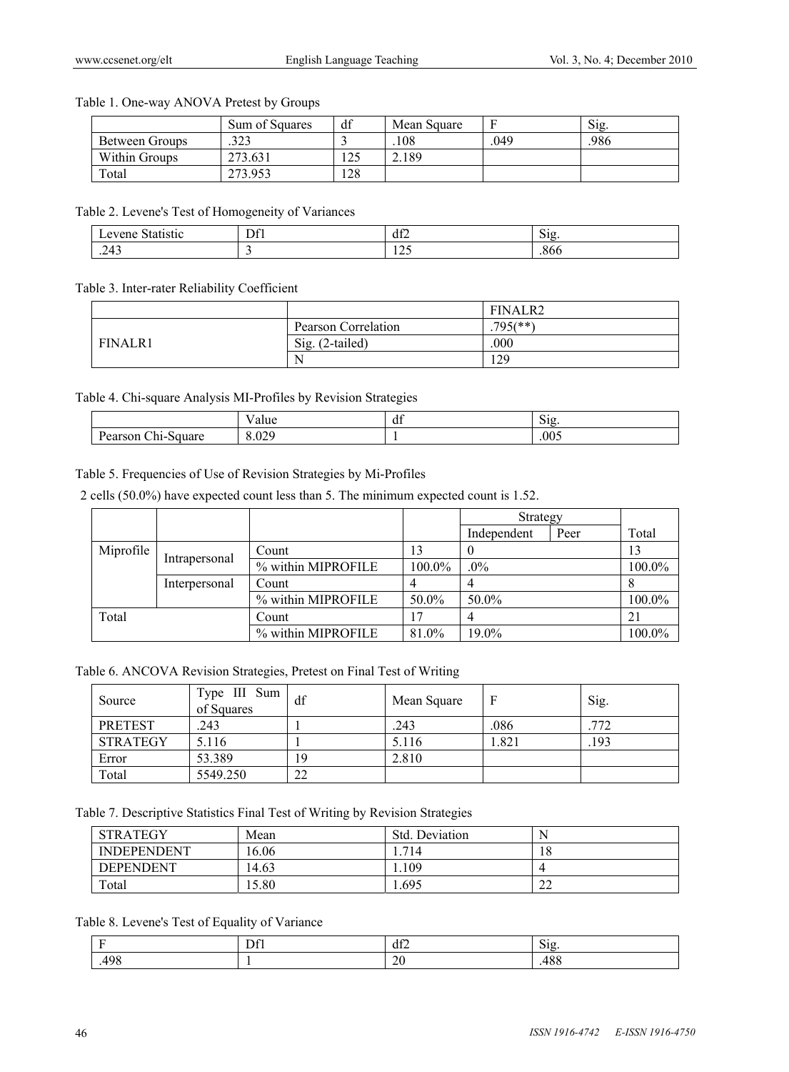Table 1. One-way ANOVA Pretest by Groups

| | Sum of Squares | df | Mean Square | F | Sig. |
|---|---|---|---|---|---|
| Between Groups | .323 | 3 | .108 | .049 | .986 |
| Within Groups | 273.631 | 125 | 2.189 | | |
| Total | 273.953 | 128 | | | |

Table 2. Levene's Test of Homogeneity of Variances

| Levene Statistic | Df1 | df2 | Sig. |
|---|---|---|---|
| .243 | 3 | 125 | .866 |

Table 3. Inter-rater Reliability Coefficient

| | | FINALR2 |
|---|---|---|
| FINALR1 | Pearson Correlation | .795(**) |
| | Sig. (2-tailed) | .000 |
| | N | 129 |

Table 4. Chi-square Analysis MI-Profiles by Revision Strategies

| | Value | df | Sig. |
|---|---|---|---|
| Pearson Chi-Square | 8.029 | 1 | .005 |

Table 5. Frequencies of Use of Revision Strategies by Mi-Profiles

2 cells (50.0%) have expected count less than 5. The minimum expected count is 1.52.

| | | | | Strategy | | |
|---|---|---|---|---|---|---|
| | | | | Independent | Peer | Total |
| Miprofile | Intrapersonal | Count | 13 | 0 | | 13 |
| | | % within MIPROFILE | 100.0% | .0% | | 100.0% |
| | Interpersonal | Count | 4 | 4 | | 8 |
| | | % within MIPROFILE | 50.0% | 50.0% | | 100.0% |
| Total | | Count | 17 | 4 | | 21 |
| | | % within MIPROFILE | 81.0% | 19.0% | | 100.0% |

Table 6. ANCOVA Revision Strategies, Pretest on Final Test of Writing

| Source | Type III Sum of Squares | df | Mean Square | F | Sig. |
|---|---|---|---|---|---|
| PRETEST | .243 | 1 | .243 | .086 | .772 |
| STRATEGY | 5.116 | 1 | 5.116 | 1.821 | .193 |
| Error | 53.389 | 19 | 2.810 | | |
| Total | 5549.250 | 22 | | | |

Table 7. Descriptive Statistics Final Test of Writing by Revision Strategies

| STRATEGY | Mean | Std. Deviation | N |
|---|---|---|---|
| INDEPENDENT | 16.06 | 1.714 | 18 |
| DEPENDENT | 14.63 | 1.109 | 4 |
| Total | 15.80 | 1.695 | 22 |

Table 8. Levene's Test of Equality of Variance

| F | Df1 | df2 | Sig. |
|---|---|---|---|
| .498 | 1 | 20 | .488 |